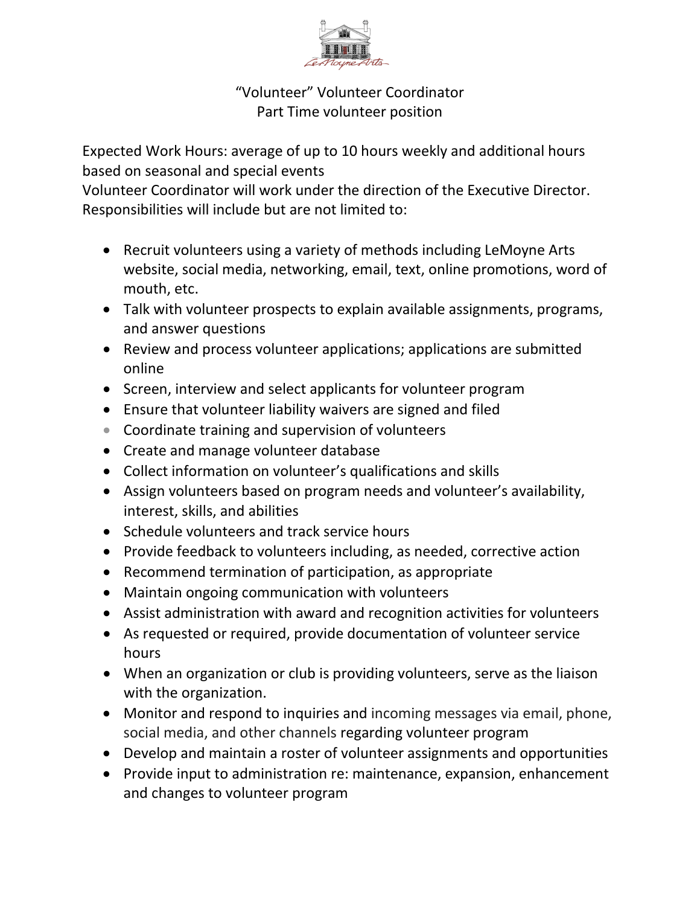# "Volunteer" Volunteer Coordinator
## Part Time volunteer position

Expected Work Hours: average of up to 10 hours weekly and additional hours based on seasonal and special events
Volunteer Coordinator will work under the direction of the Executive Director.
Responsibilities will include but are not limited to:

- Recruit volunteers using a variety of methods including LeMoyne Arts website, social media, networking, email, text, online promotions, word of mouth, etc.
- Talk with volunteer prospects to explain available assignments, programs, and answer questions
- Review and process volunteer applications; applications are submitted online
- Screen, interview and select applicants for volunteer program
- Ensure that volunteer liability waivers are signed and filed
- Coordinate training and supervision of volunteers
- Create and manage volunteer database
- Collect information on volunteer's qualifications and skills
- Assign volunteers based on program needs and volunteer's availability, interest, skills, and abilities
- Schedule volunteers and track service hours
- Provide feedback to volunteers including, as needed, corrective action
- Recommend termination of participation, as appropriate
- Maintain ongoing communication with volunteers
- Assist administration with award and recognition activities for volunteers
- As requested or required, provide documentation of volunteer service hours
- When an organization or club is providing volunteers, serve as the liaison with the organization.
- Monitor and respond to inquiries and incoming messages via email, phone, social media, and other channels regarding volunteer program
- Develop and maintain a roster of volunteer assignments and opportunities
- Provide input to administration re: maintenance, expansion, enhancement and changes to volunteer program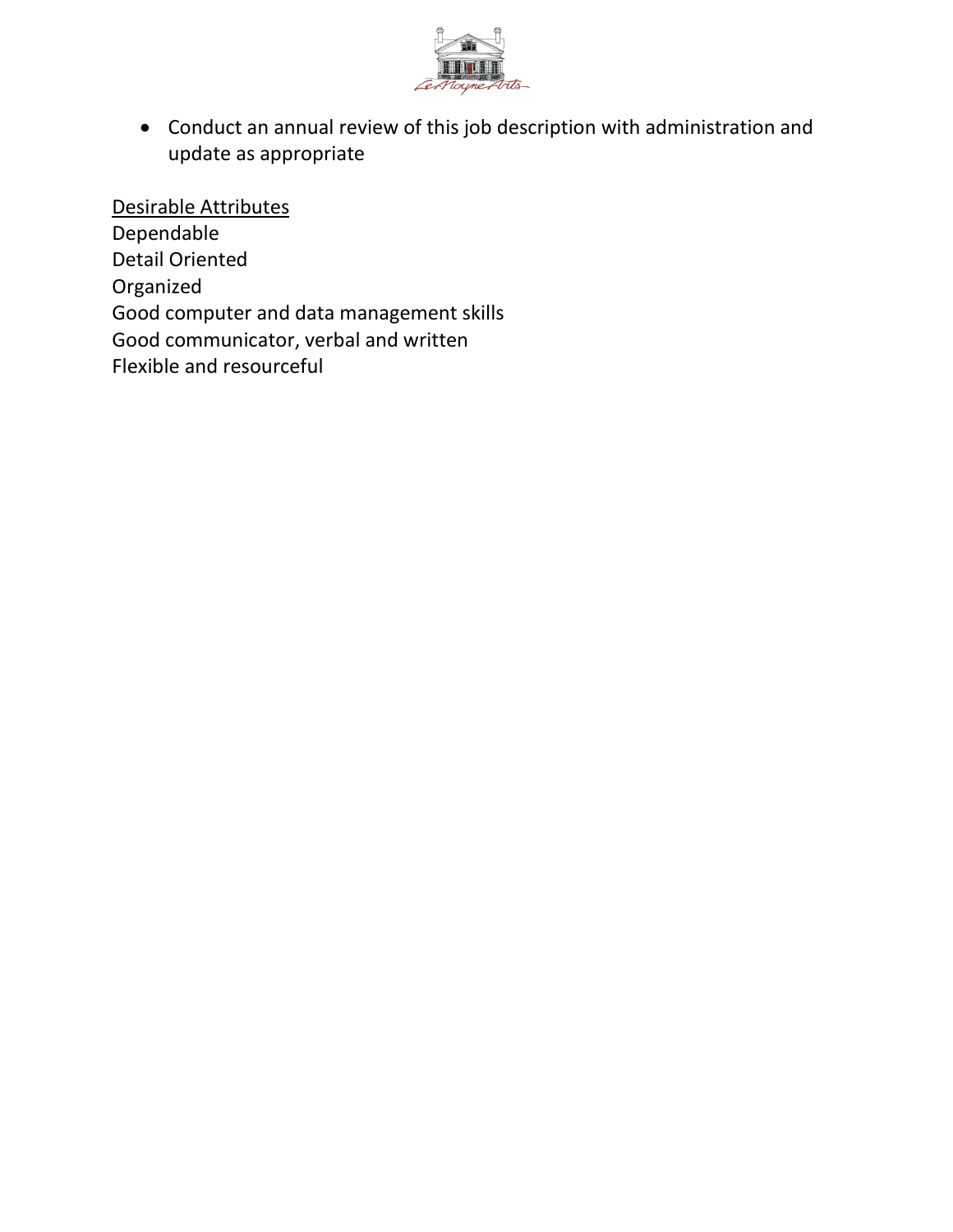- Conduct an annual review of this job description with administration and update as appropriate

<u>Desirable Attributes</u>

Dependable  
Detail Oriented  
Organized  
Good computer and data management skills  
Good communicator, verbal and written  
Flexible and resourceful